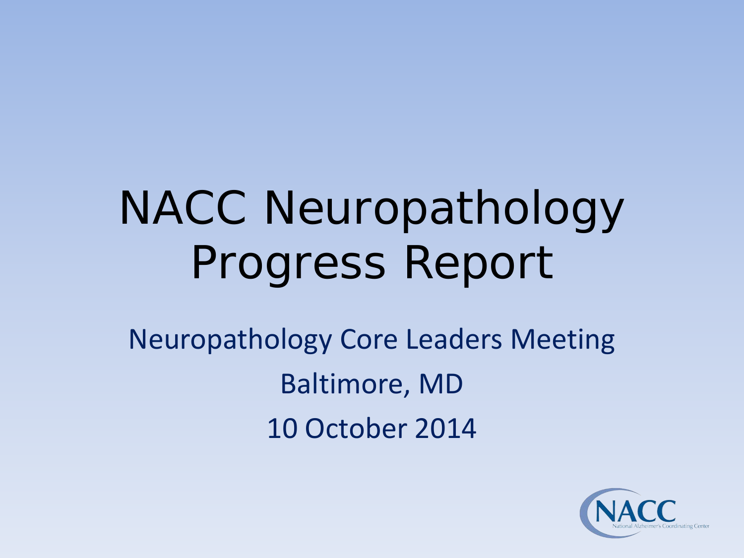# NACC Neuropathology Progress Report

Neuropathology Core Leaders Meeting

Baltimore, MD

10 October 2014

NACC National Alzheimer's Coordinating Center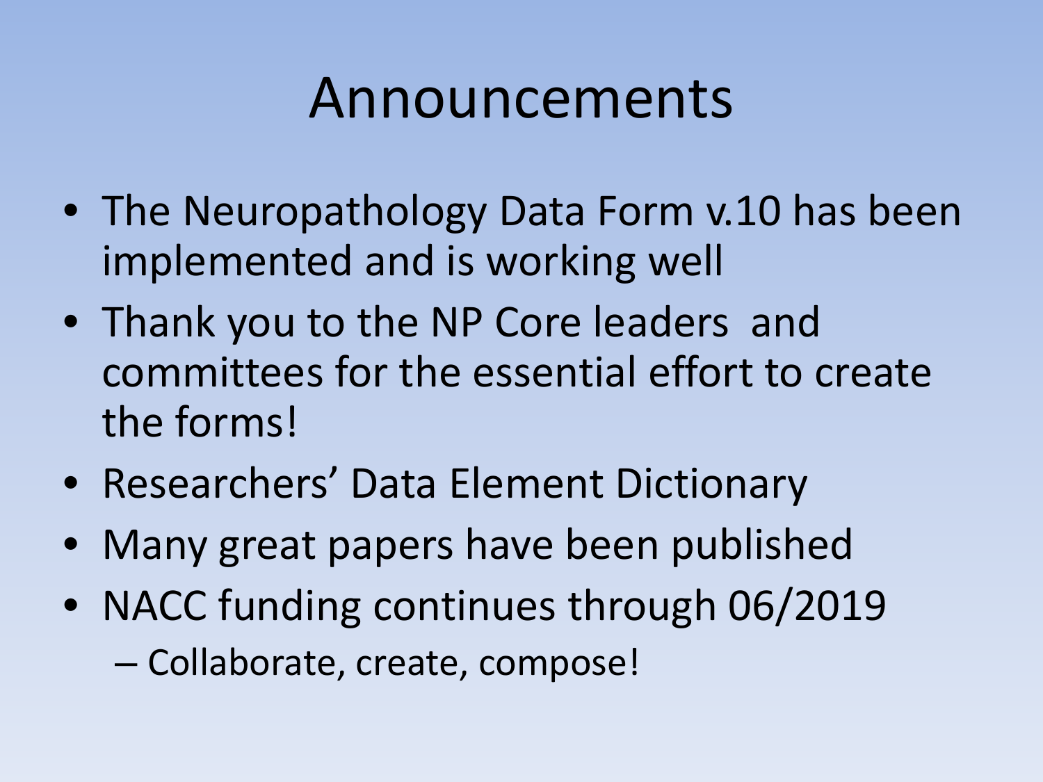# Announcements

- The Neuropathology Data Form v.10 has been implemented and is working well
- Thank you to the NP Core leaders and committees for the essential effort to create the forms!
- Researchers' Data Element Dictionary
- Many great papers have been published
- NACC funding continues through 06/2019
  - Collaborate, create, compose!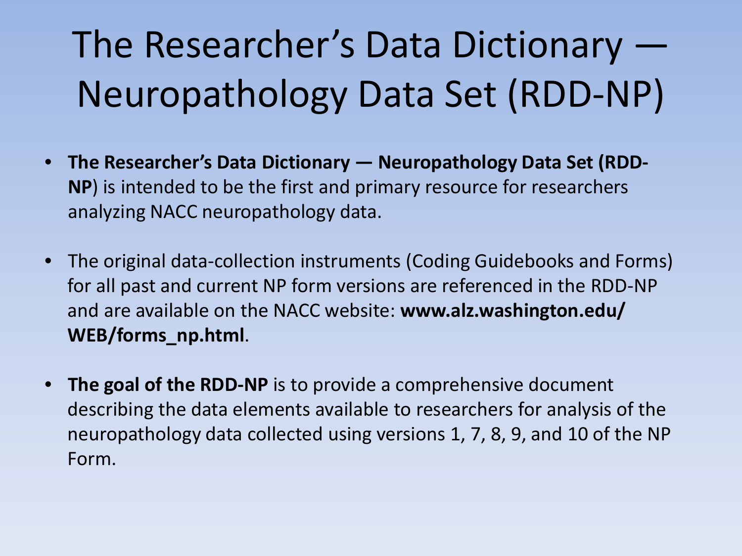# The Researcher's Data Dictionary — Neuropathology Data Set (RDD-NP)

- **The Researcher's Data Dictionary — Neuropathology Data Set (RDD-NP)** is intended to be the first and primary resource for researchers analyzing NACC neuropathology data.
- The original data-collection instruments (Coding Guidebooks and Forms) for all past and current NP form versions are referenced in the RDD-NP and are available on the NACC website: **www.alz.washington.edu/WEB/forms_np.html**.
- **The goal of the RDD-NP** is to provide a comprehensive document describing the data elements available to researchers for analysis of the neuropathology data collected using versions 1, 7, 8, 9, and 10 of the NP Form.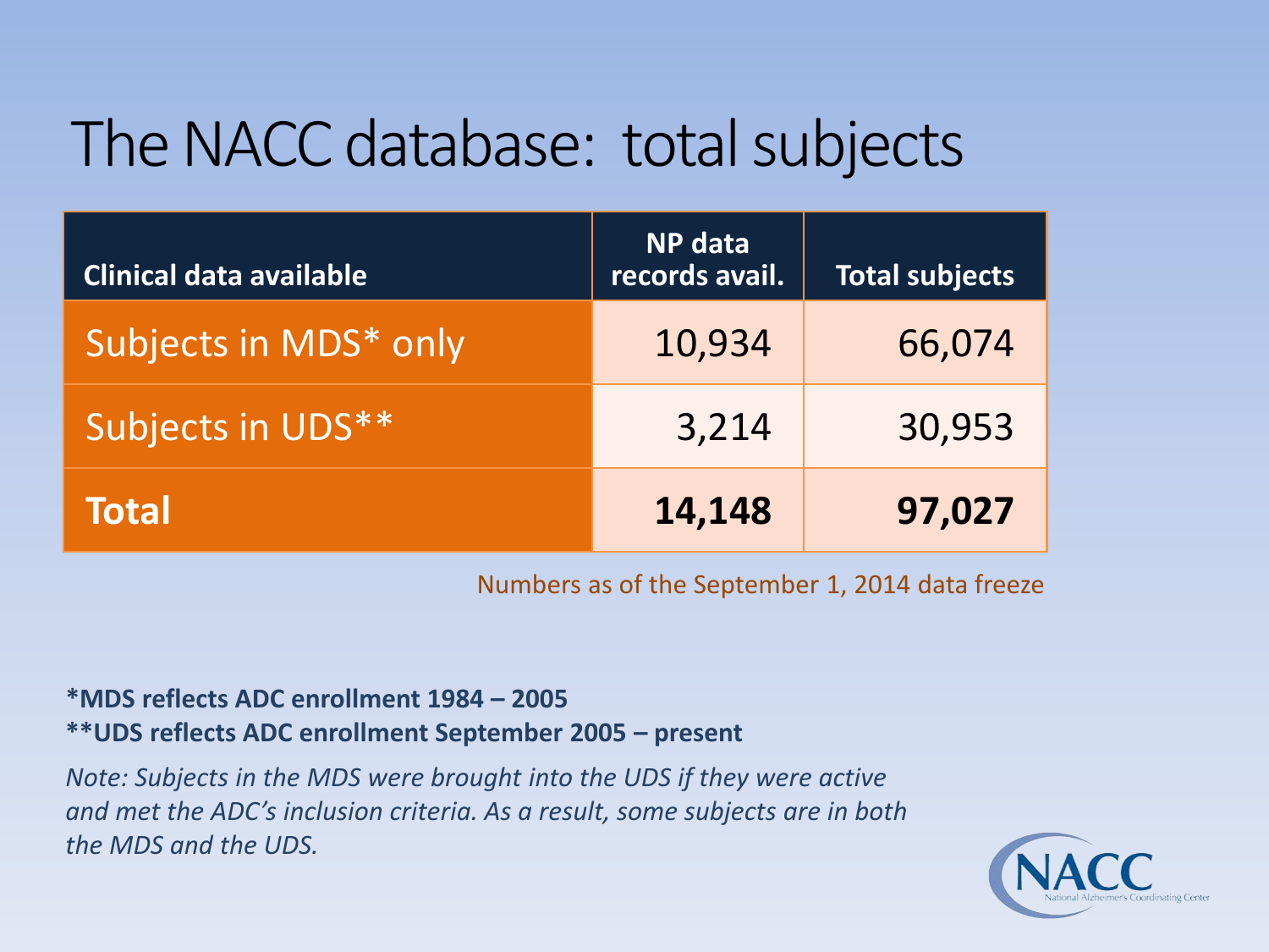# The NACC database: total subjects

| Clinical data available | NP data records avail. | Total subjects |
|---|---|---|
| Subjects in MDS* only | 10,934 | 66,074 |
| Subjects in UDS** | 3,214 | 30,953 |
| **Total** | **14,148** | **97,027** |

Numbers as of the September 1, 2014 data freeze

**\*MDS reflects ADC enrollment 1984 – 2005**
**\*\*UDS reflects ADC enrollment September 2005 – present**

*Note: Subjects in the MDS were brought into the UDS if they were active and met the ADC's inclusion criteria. As a result, some subjects are in both the MDS and the UDS.*

NACC National Alzheimer's Coordinating Center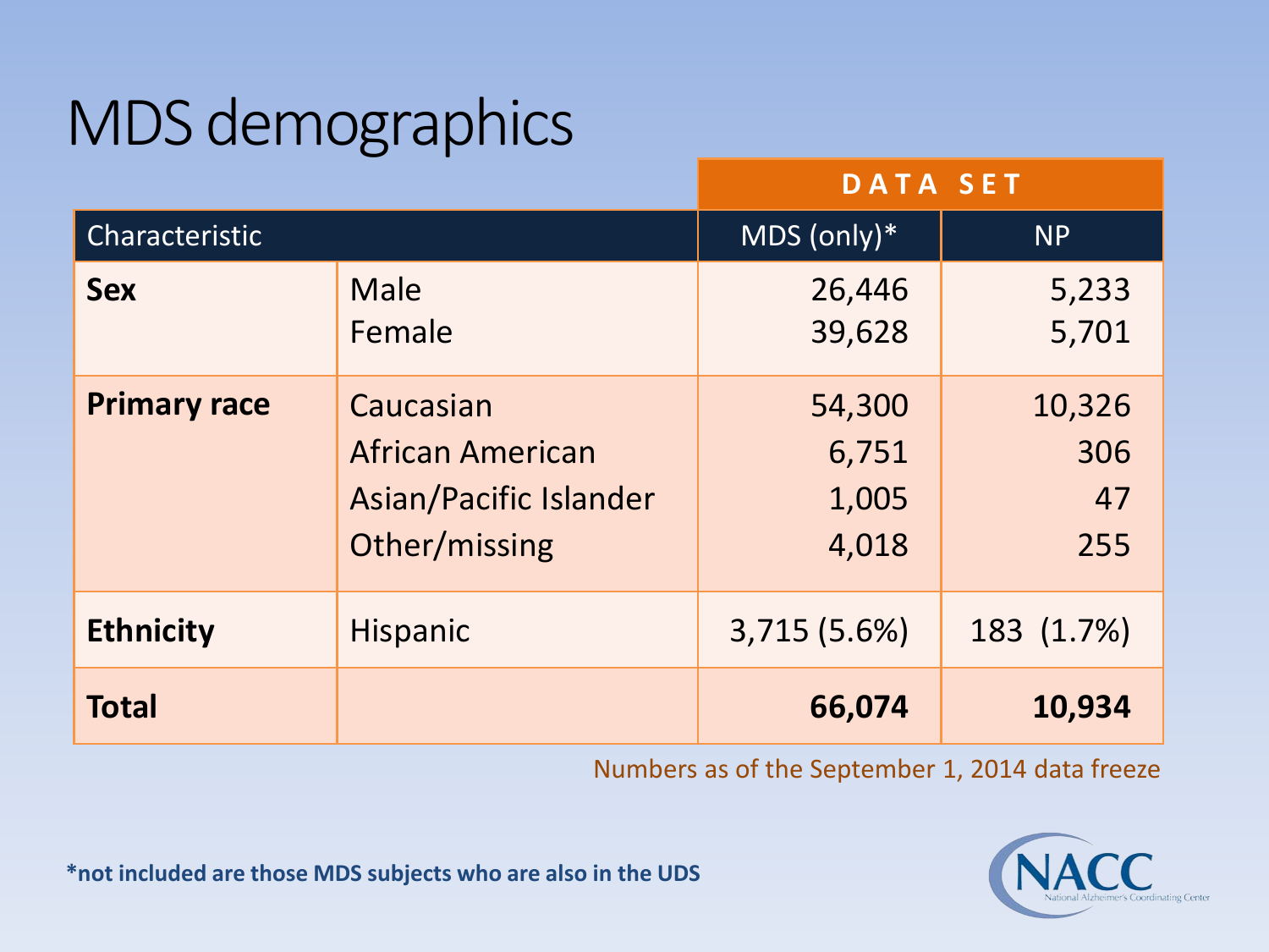# MDS demographics

| Characteristic | | DATA SET | |
|---|---|---|---|
| | | MDS (only)* | NP |
| **Sex** | Male | 26,446 | 5,233 |
| | Female | 39,628 | 5,701 |
| **Primary race** | Caucasian | 54,300 | 10,326 |
| | African American | 6,751 | 306 |
| | Asian/Pacific Islander | 1,005 | 47 |
| | Other/missing | 4,018 | 255 |
| **Ethnicity** | Hispanic | 3,715 (5.6%) | 183 (1.7%) |
| **Total** | | **66,074** | **10,934** |

Numbers as of the September 1, 2014 data freeze

**\*not included are those MDS subjects who are also in the UDS**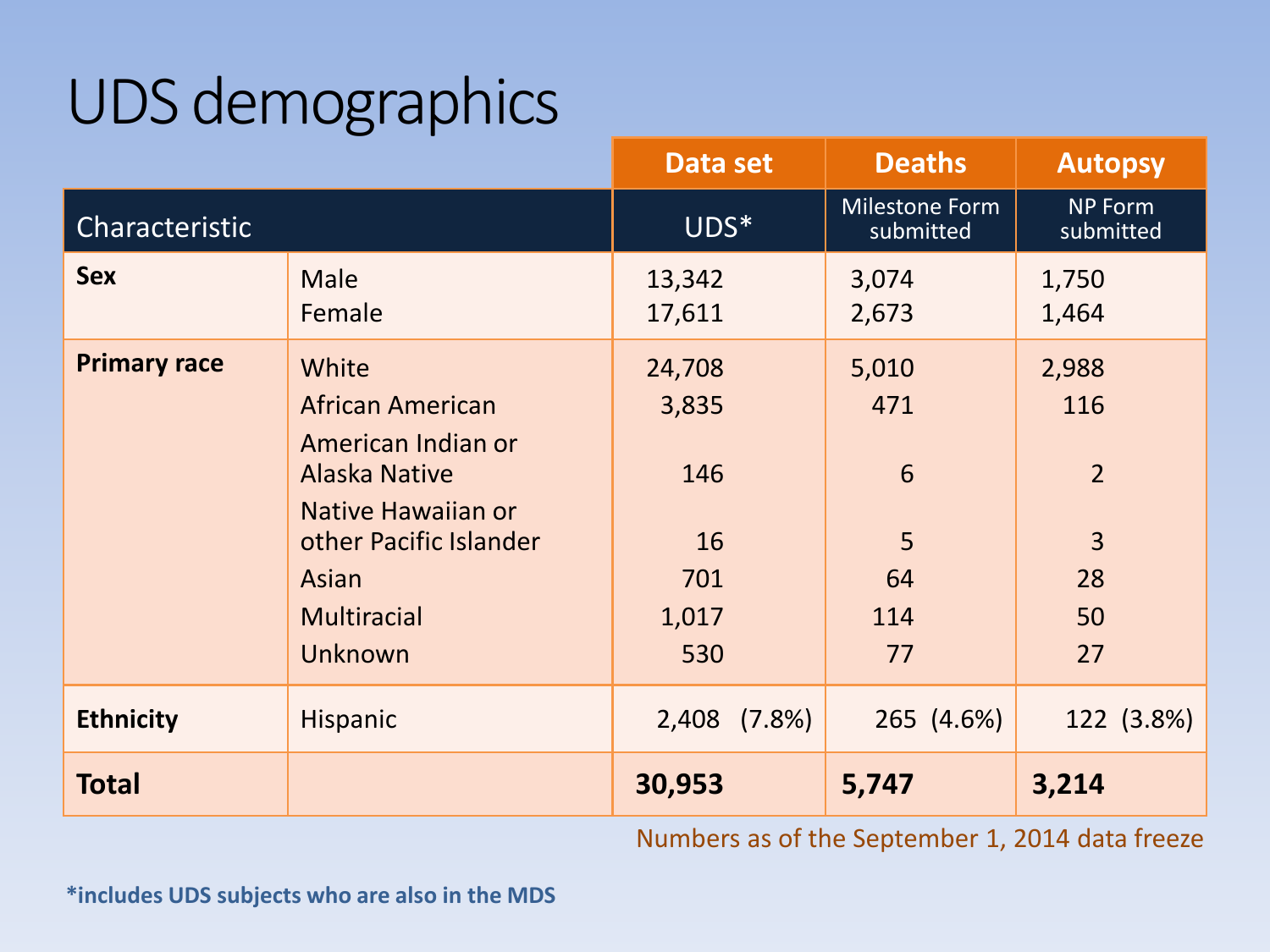# UDS demographics

| Characteristic | | Data set<br>UDS* | Deaths<br>Milestone Form submitted | Autopsy<br>NP Form submitted |
|---|---|---|---|---|
| **Sex** | Male | 13,342 | 3,074 | 1,750 |
| | Female | 17,611 | 2,673 | 1,464 |
| **Primary race** | White | 24,708 | 5,010 | 2,988 |
| | African American | 3,835 | 471 | 116 |
| | American Indian or Alaska Native | 146 | 6 | 2 |
| | Native Hawaiian or other Pacific Islander | 16 | 5 | 3 |
| | Asian | 701 | 64 | 28 |
| | Multiracial | 1,017 | 114 | 50 |
| | Unknown | 530 | 77 | 27 |
| **Ethnicity** | Hispanic | 2,408 (7.8%) | 265 (4.6%) | 122 (3.8%) |
| **Total** | | **30,953** | **5,747** | **3,214** |

Numbers as of the September 1, 2014 data freeze

**\*includes UDS subjects who are also in the MDS**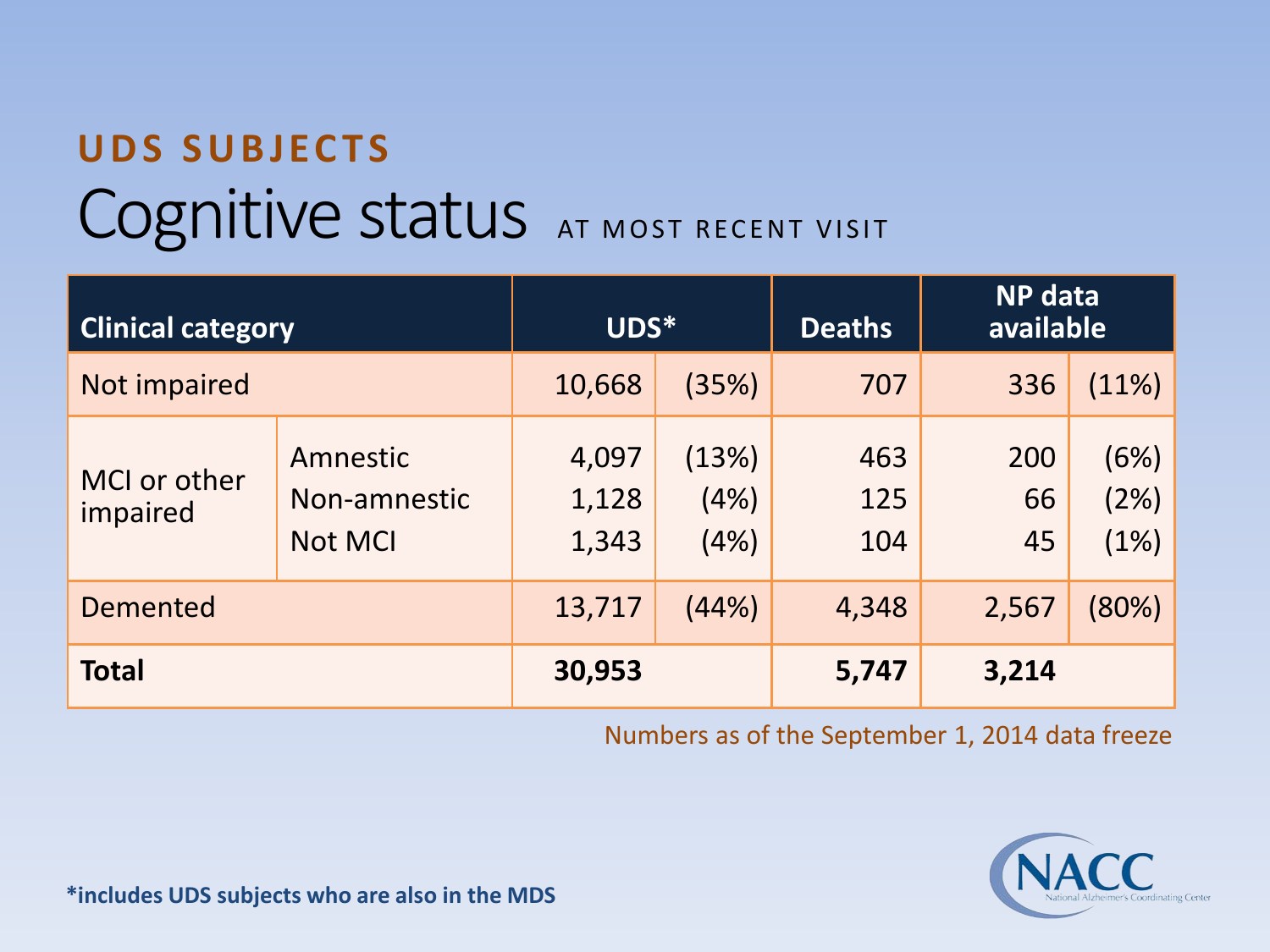## UDS SUBJECTS

# Cognitive status AT MOST RECENT VISIT

| Clinical category | | UDS* | | Deaths | NP data available | |
|---|---|---|---|---|---|---|
| Not impaired | | 10,668 | (35%) | 707 | 336 | (11%) |
| MCI or other impaired | Amnestic | 4,097 | (13%) | 463 | 200 | (6%) |
| | Non-amnestic | 1,128 | (4%) | 125 | 66 | (2%) |
| | Not MCI | 1,343 | (4%) | 104 | 45 | (1%) |
| Demented | | 13,717 | (44%) | 4,348 | 2,567 | (80%) |
| **Total** | | **30,953** | | **5,747** | **3,214** | |

Numbers as of the September 1, 2014 data freeze

**\*includes UDS subjects who are also in the MDS**

NACC National Alzheimer's Coordinating Center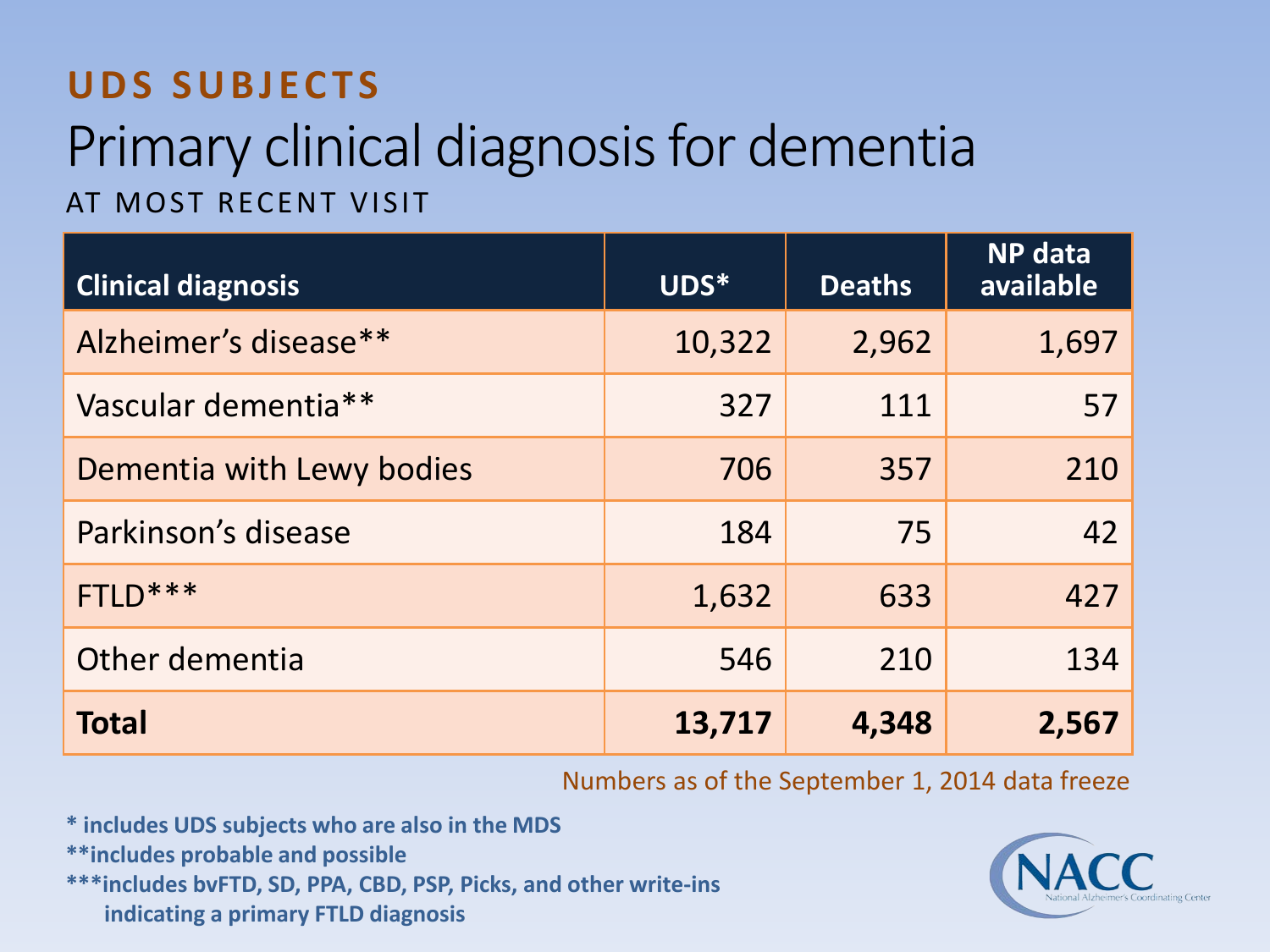## UDS SUBJECTS

# Primary clinical diagnosis for dementia

AT MOST RECENT VISIT

| Clinical diagnosis | UDS* | Deaths | NP data available |
|---|---|---|---|
| Alzheimer's disease** | 10,322 | 2,962 | 1,697 |
| Vascular dementia** | 327 | 111 | 57 |
| Dementia with Lewy bodies | 706 | 357 | 210 |
| Parkinson's disease | 184 | 75 | 42 |
| FTLD*** | 1,632 | 633 | 427 |
| Other dementia | 546 | 210 | 134 |
| **Total** | **13,717** | **4,348** | **2,567** |

Numbers as of the September 1, 2014 data freeze

**\* includes UDS subjects who are also in the MDS**

**\*\*includes probable and possible**

**\*\*\*includes bvFTD, SD, PPA, CBD, PSP, Picks, and other write-ins indicating a primary FTLD diagnosis**

NACC National Alzheimer's Coordinating Center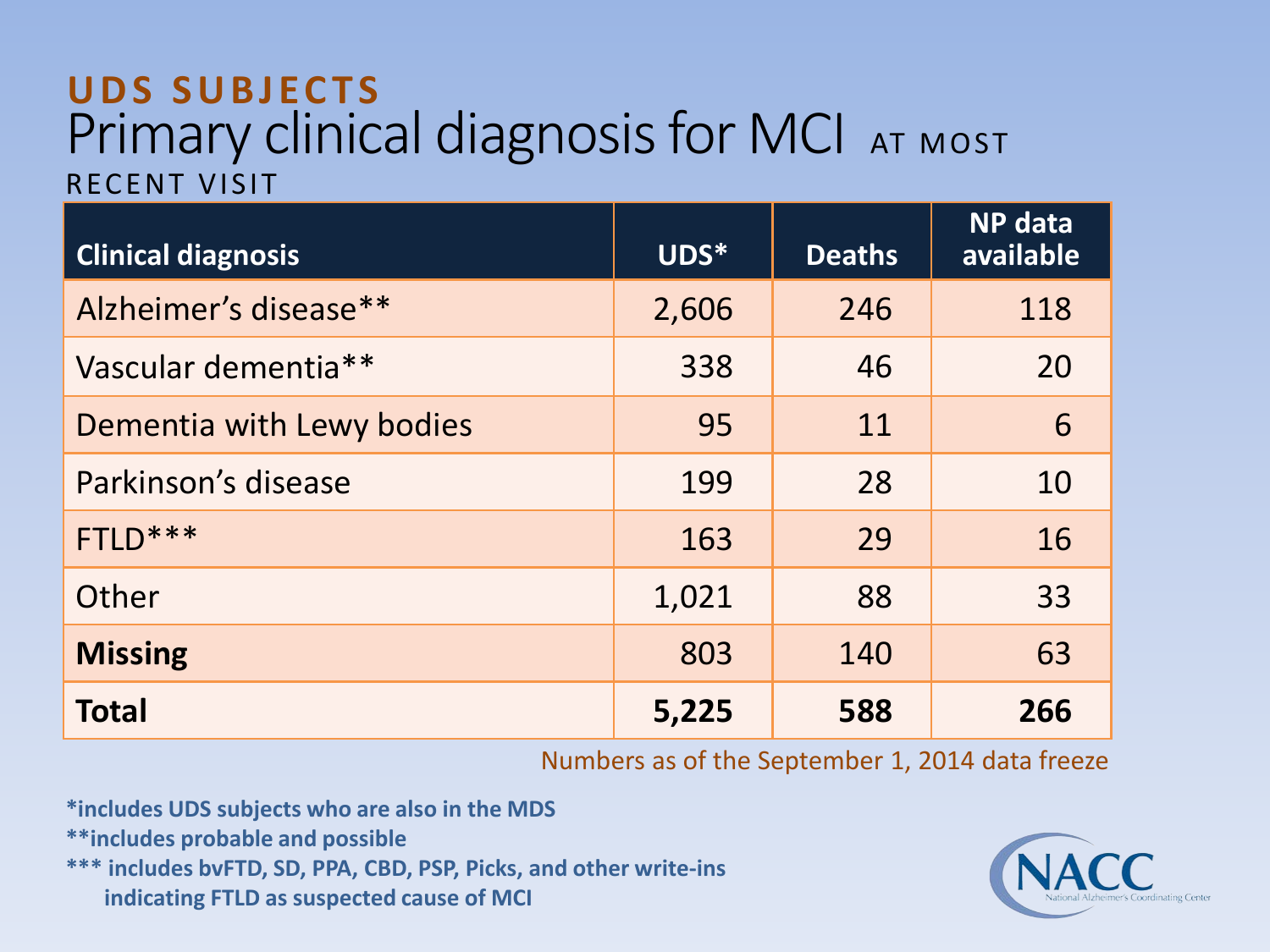## UDS SUBJECTS

# Primary clinical diagnosis for MCI AT MOST RECENT VISIT

| Clinical diagnosis | UDS* | Deaths | NP data available |
|---|---|---|---|
| Alzheimer's disease** | 2,606 | 246 | 118 |
| Vascular dementia** | 338 | 46 | 20 |
| Dementia with Lewy bodies | 95 | 11 | 6 |
| Parkinson's disease | 199 | 28 | 10 |
| FTLD*** | 163 | 29 | 16 |
| Other | 1,021 | 88 | 33 |
| **Missing** | 803 | 140 | 63 |
| **Total** | **5,225** | **588** | **266** |

Numbers as of the September 1, 2014 data freeze

*includes UDS subjects who are also in the MDS

**includes probable and possible

*** includes bvFTD, SD, PPA, CBD, PSP, Picks, and other write-ins indicating FTLD as suspected cause of MCI

NACC National Alzheimer's Coordinating Center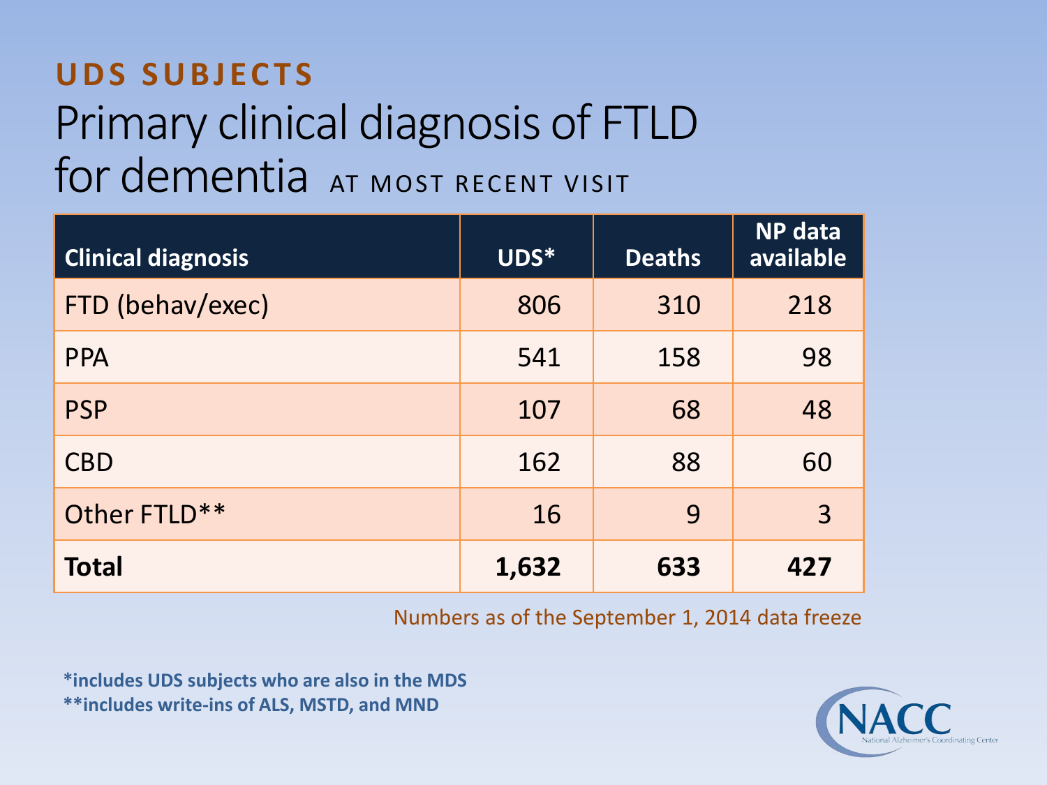**UDS SUBJECTS**

# Primary clinical diagnosis of FTLD for dementia AT MOST RECENT VISIT

| Clinical diagnosis | UDS* | Deaths | NP data available |
|---|---|---|---|
| FTD (behav/exec) | 806 | 310 | 218 |
| PPA | 541 | 158 | 98 |
| PSP | 107 | 68 | 48 |
| CBD | 162 | 88 | 60 |
| Other FTLD** | 16 | 9 | 3 |
| **Total** | **1,632** | **633** | **427** |

Numbers as of the September 1, 2014 data freeze

*includes UDS subjects who are also in the MDS
**includes write-ins of ALS, MSTD, and MND

NACC National Alzheimer's Coordinating Center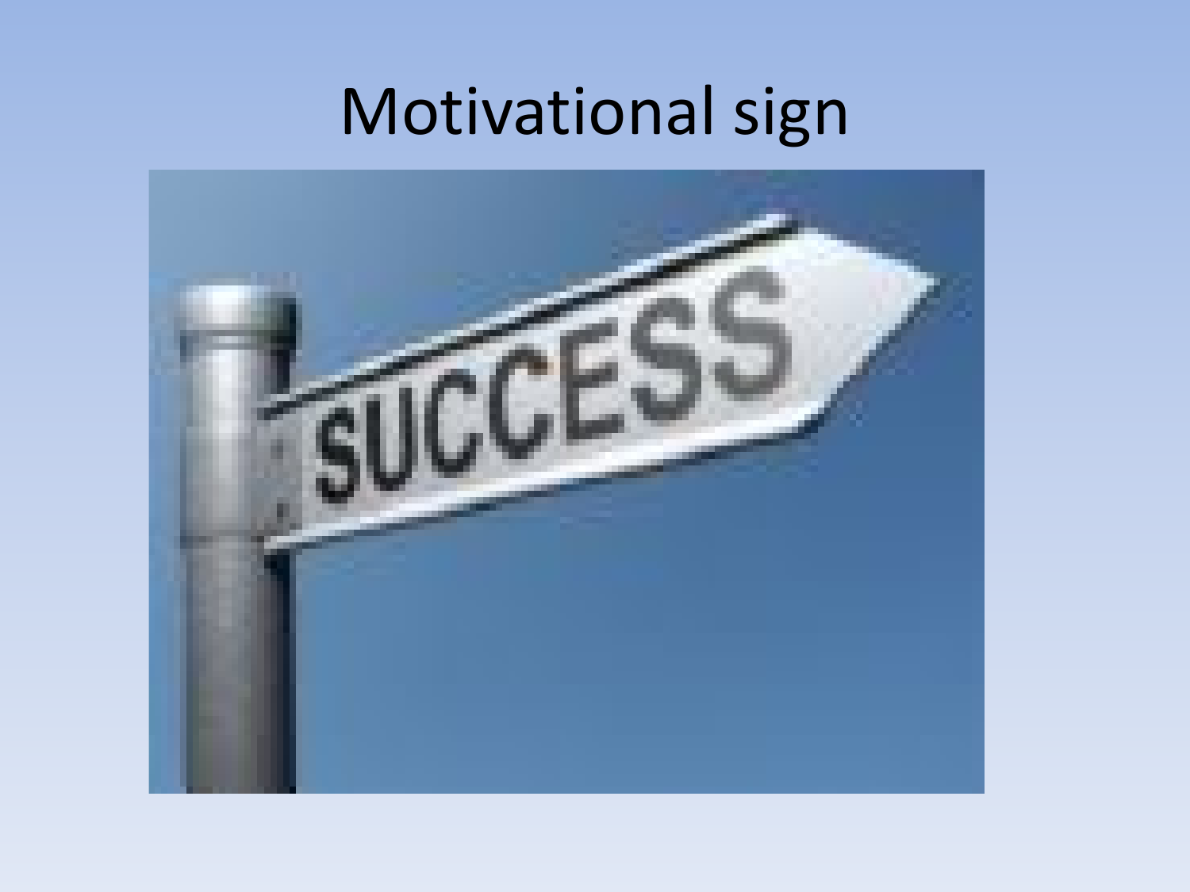# Motivational sign